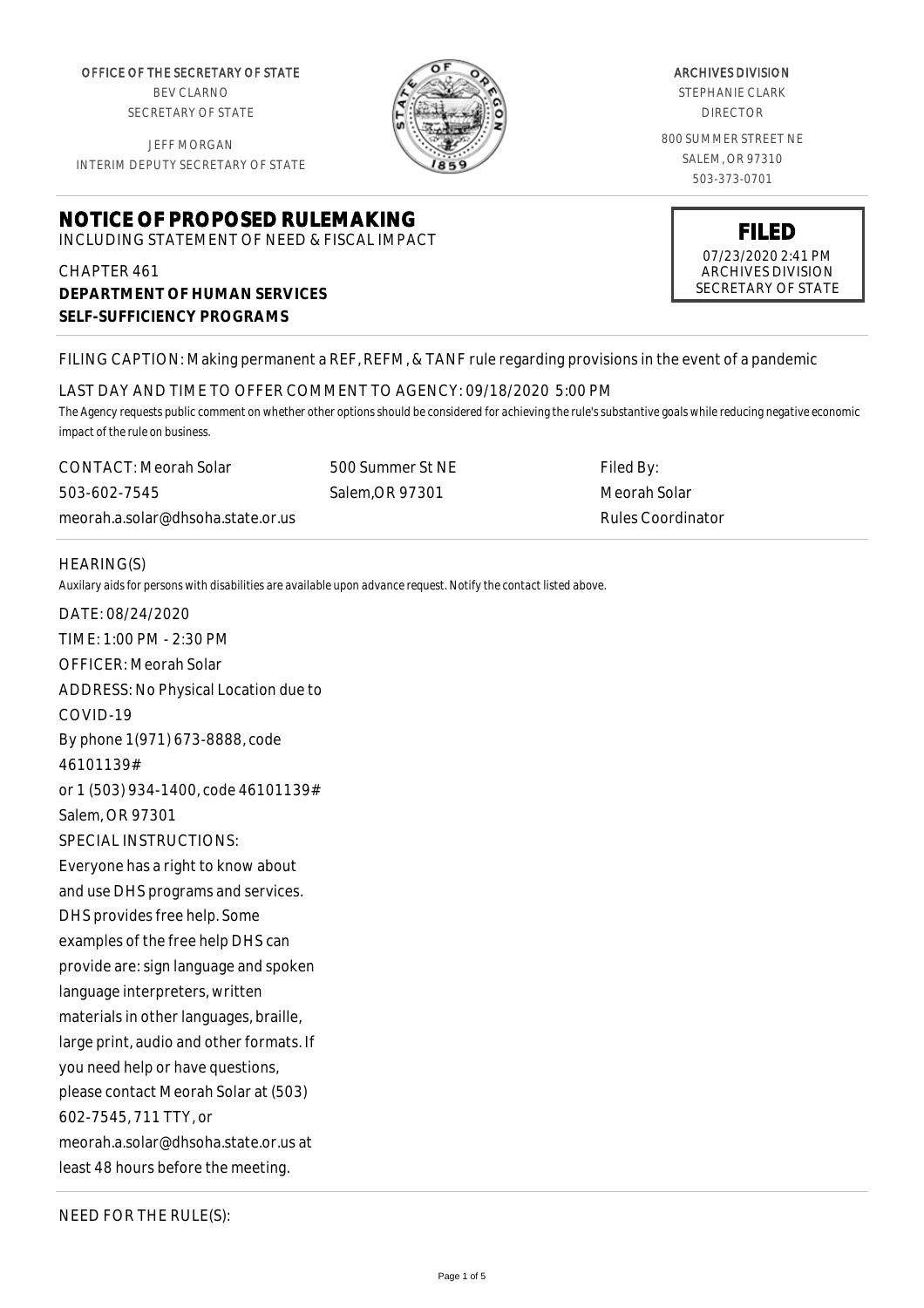OFFICE OF THE SECRETARY OF STATE
BEV CLARNO
SECRETARY OF STATE

JEFF MORGAN
INTERIM DEPUTY SECRETARY OF STATE

ARCHIVES DIVISION
STEPHANIE CLARK
DIRECTOR

800 SUMMER STREET NE
SALEM, OR 97310
503-373-0701

# NOTICE OF PROPOSED RULEMAKING

INCLUDING STATEMENT OF NEED & FISCAL IMPACT

**FILED**
07/23/2020 2:41 PM
ARCHIVES DIVISION
SECRETARY OF STATE

CHAPTER 461
**DEPARTMENT OF HUMAN SERVICES**
**SELF-SUFFICIENCY PROGRAMS**

FILING CAPTION: Making permanent a REF, REFM, & TANF rule regarding provisions in the event of a pandemic

LAST DAY AND TIME TO OFFER COMMENT TO AGENCY: 09/18/2020 5:00 PM

*The Agency requests public comment on whether other options should be considered for achieving the rule's substantive goals while reducing negative economic impact of the rule on business.*

CONTACT: Meorah Solar
503-602-7545
meorah.a.solar@dhsoha.state.or.us

500 Summer St NE
Salem,OR 97301

Filed By:
Meorah Solar
Rules Coordinator

HEARING(S)

*Auxilary aids for persons with disabilities are available upon advance request. Notify the contact listed above.*

DATE: 08/24/2020
TIME: 1:00 PM - 2:30 PM
OFFICER: Meorah Solar
ADDRESS: No Physical Location due to COVID-19
By phone 1(971) 673-8888, code 46101139#
or 1 (503) 934-1400, code 46101139#
Salem, OR 97301
SPECIAL INSTRUCTIONS:
Everyone has a right to know about and use DHS programs and services. DHS provides free help. Some examples of the free help DHS can provide are: sign language and spoken language interpreters, written materials in other languages, braille, large print, audio and other formats. If you need help or have questions, please contact Meorah Solar at (503) 602-7545, 711 TTY, or meorah.a.solar@dhsoha.state.or.us at least 48 hours before the meeting.

NEED FOR THE RULE(S):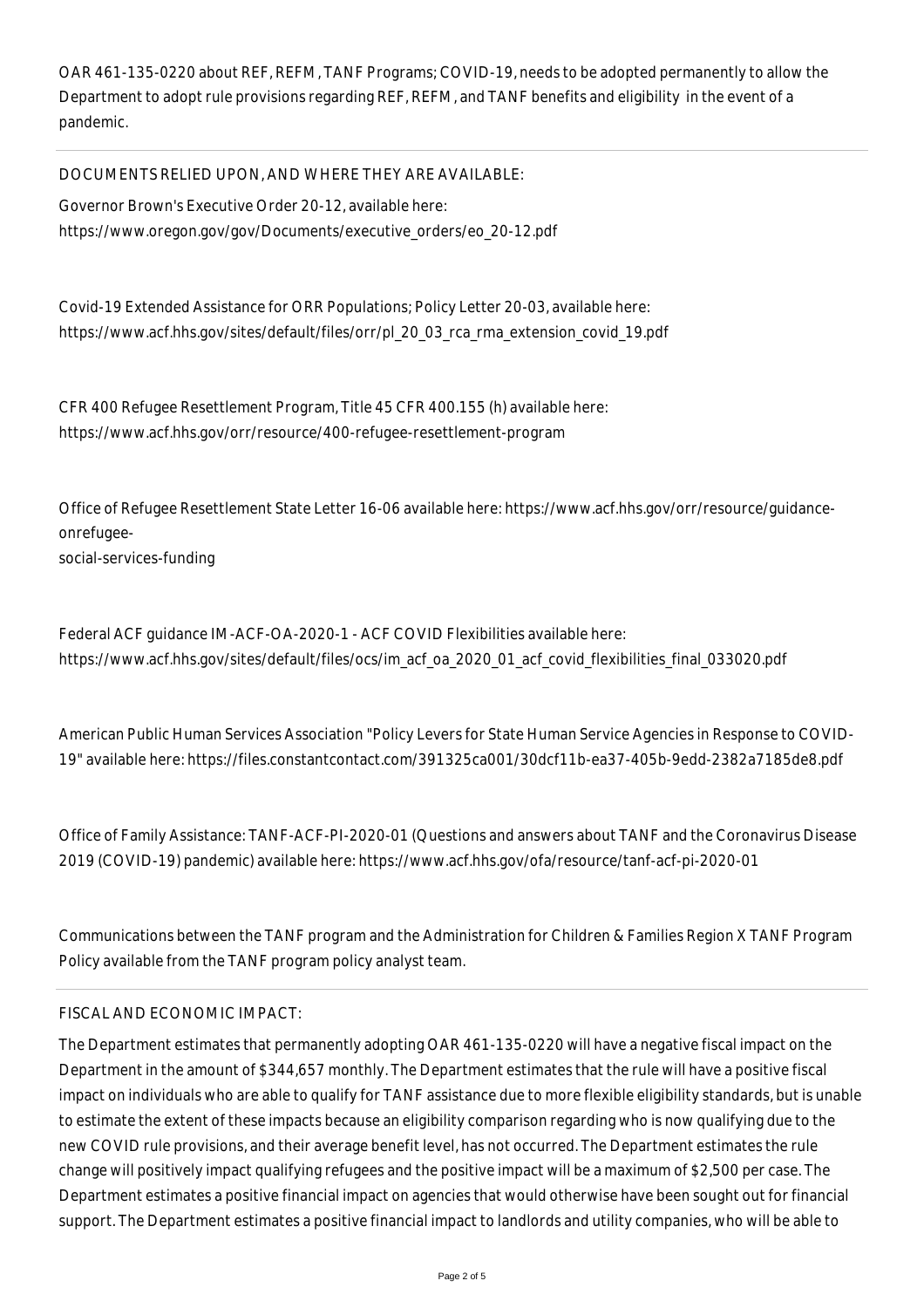OAR 461-135-0220 about REF, REFM, TANF Programs; COVID-19, needs to be adopted permanently to allow the Department to adopt rule provisions regarding REF, REFM, and TANF benefits and eligibility in the event of a pandemic.

DOCUMENTS RELIED UPON, AND WHERE THEY ARE AVAILABLE:

Governor Brown's Executive Order 20-12, available here:
https://www.oregon.gov/gov/Documents/executive_orders/eo_20-12.pdf

Covid-19 Extended Assistance for ORR Populations; Policy Letter 20-03, available here:
https://www.acf.hhs.gov/sites/default/files/orr/pl_20_03_rca_rma_extension_covid_19.pdf

CFR 400 Refugee Resettlement Program, Title 45 CFR 400.155 (h) available here:
https://www.acf.hhs.gov/orr/resource/400-refugee-resettlement-program

Office of Refugee Resettlement State Letter 16-06 available here: https://www.acf.hhs.gov/orr/resource/guidance-onrefugee-
social-services-funding

Federal ACF guidance IM-ACF-OA-2020-1 - ACF COVID Flexibilities available here:
https://www.acf.hhs.gov/sites/default/files/ocs/im_acf_oa_2020_01_acf_covid_flexibilities_final_033020.pdf

American Public Human Services Association "Policy Levers for State Human Service Agencies in Response to COVID-19" available here: https://files.constantcontact.com/391325ca001/30dcf11b-ea37-405b-9edd-2382a7185de8.pdf

Office of Family Assistance: TANF-ACF-PI-2020-01 (Questions and answers about TANF and the Coronavirus Disease 2019 (COVID-19) pandemic) available here: https://www.acf.hhs.gov/ofa/resource/tanf-acf-pi-2020-01

Communications between the TANF program and the Administration for Children & Families Region X TANF Program Policy available from the TANF program policy analyst team.

FISCAL AND ECONOMIC IMPACT:

The Department estimates that permanently adopting OAR 461-135-0220 will have a negative fiscal impact on the Department in the amount of $344,657 monthly. The Department estimates that the rule will have a positive fiscal impact on individuals who are able to qualify for TANF assistance due to more flexible eligibility standards, but is unable to estimate the extent of these impacts because an eligibility comparison regarding who is now qualifying due to the new COVID rule provisions, and their average benefit level, has not occurred. The Department estimates the rule change will positively impact qualifying refugees and the positive impact will be a maximum of $2,500 per case. The Department estimates a positive financial impact on agencies that would otherwise have been sought out for financial support. The Department estimates a positive financial impact to landlords and utility companies, who will be able to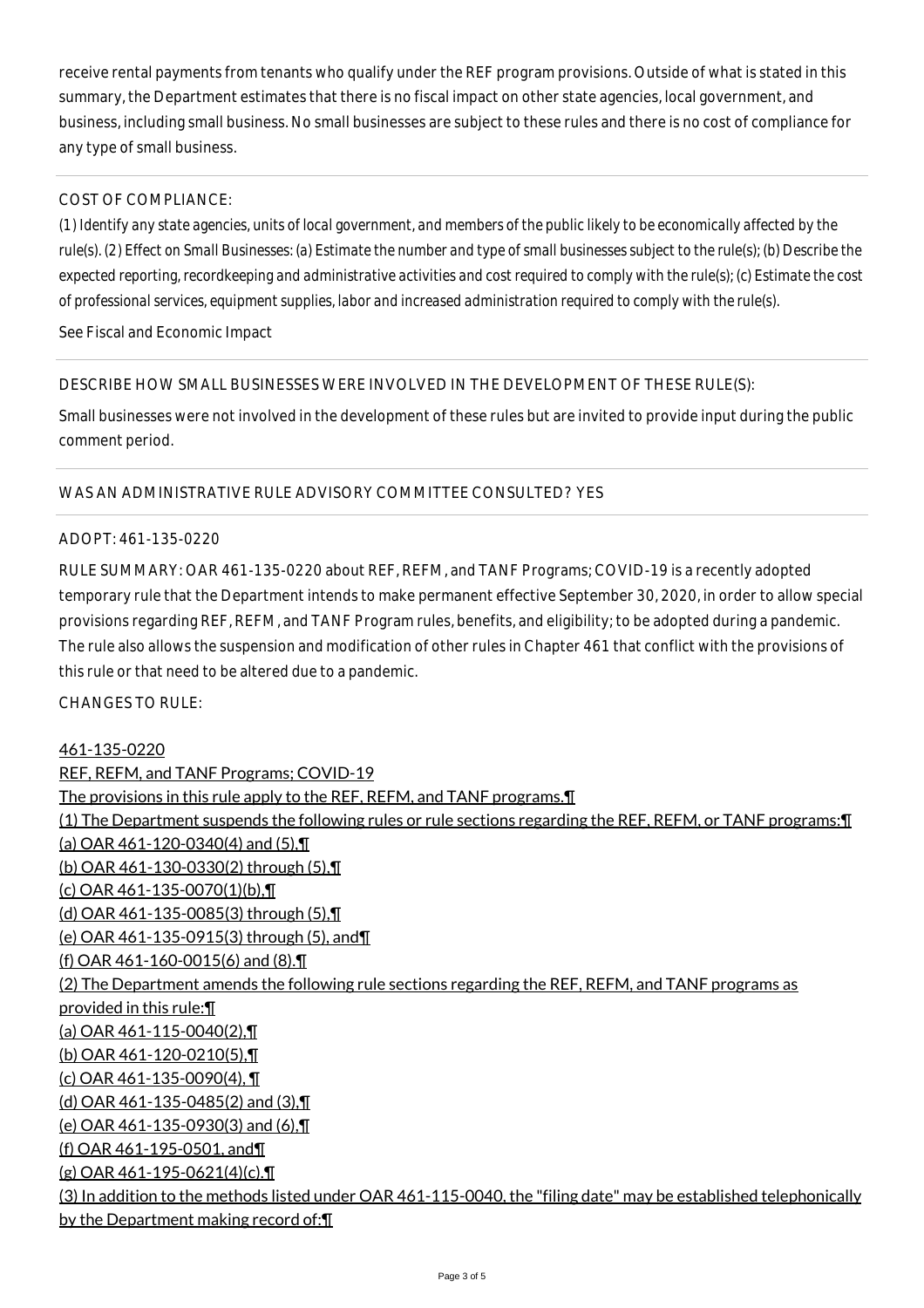receive rental payments from tenants who qualify under the REF program provisions. Outside of what is stated in this summary, the Department estimates that there is no fiscal impact on other state agencies, local government, and business, including small business. No small businesses are subject to these rules and there is no cost of compliance for any type of small business.

COST OF COMPLIANCE:

*(1) Identify any state agencies, units of local government, and members of the public likely to be economically affected by the rule(s). (2) Effect on Small Businesses: (a) Estimate the number and type of small businesses subject to the rule(s); (b) Describe the expected reporting, recordkeeping and administrative activities and cost required to comply with the rule(s); (c) Estimate the cost of professional services, equipment supplies, labor and increased administration required to comply with the rule(s).*

See Fiscal and Economic Impact

DESCRIBE HOW SMALL BUSINESSES WERE INVOLVED IN THE DEVELOPMENT OF THESE RULE(S):

Small businesses were not involved in the development of these rules but are invited to provide input during the public comment period.

WAS AN ADMINISTRATIVE RULE ADVISORY COMMITTEE CONSULTED? YES

ADOPT: 461-135-0220

RULE SUMMARY: OAR 461-135-0220 about REF, REFM, and TANF Programs; COVID-19 is a recently adopted temporary rule that the Department intends to make permanent effective September 30, 2020, in order to allow special provisions regarding REF, REFM, and TANF Program rules, benefits, and eligibility; to be adopted during a pandemic. The rule also allows the suspension and modification of other rules in Chapter 461 that conflict with the provisions of this rule or that need to be altered due to a pandemic.

CHANGES TO RULE:

461-135-0220
REF, REFM, and TANF Programs; COVID-19
The provisions in this rule apply to the REF, REFM, and TANF programs.¶
(1) The Department suspends the following rules or rule sections regarding the REF, REFM, or TANF programs:¶
(a) OAR 461-120-0340(4) and (5),¶
(b) OAR 461-130-0330(2) through (5),¶
(c) OAR 461-135-0070(1)(b),¶
(d) OAR 461-135-0085(3) through (5),¶
(e) OAR 461-135-0915(3) through (5), and¶
(f) OAR 461-160-0015(6) and (8).¶
(2) The Department amends the following rule sections regarding the REF, REFM, and TANF programs as provided in this rule:¶
(a) OAR 461-115-0040(2),¶
(b) OAR 461-120-0210(5),¶
(c) OAR 461-135-0090(4), ¶
(d) OAR 461-135-0485(2) and (3),¶
(e) OAR 461-135-0930(3) and (6),¶
(f) OAR 461-195-0501, and¶
(g) OAR 461-195-0621(4)(c).¶
(3) In addition to the methods listed under OAR 461-115-0040, the "filing date" may be established telephonically by the Department making record of:¶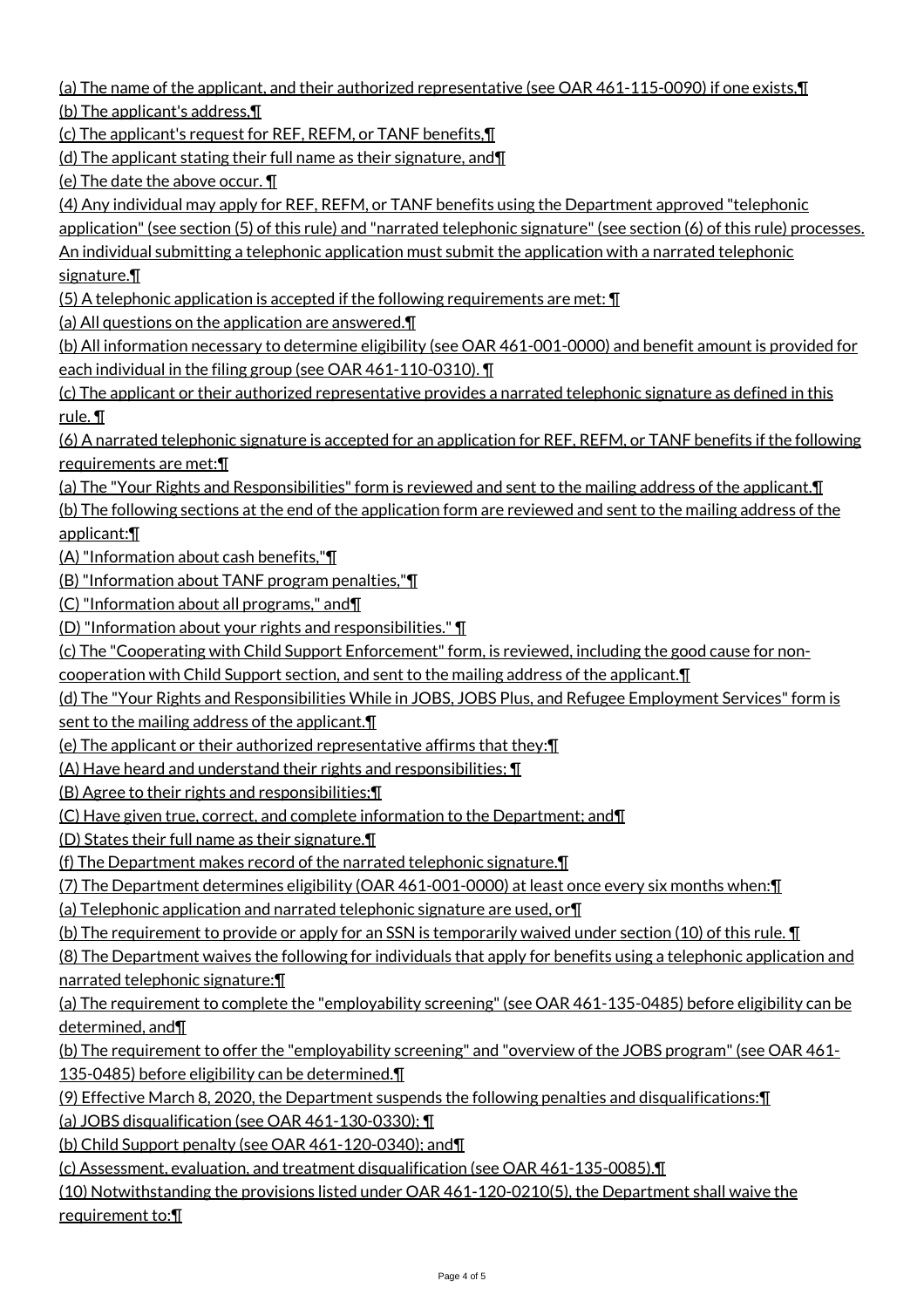(a) The name of the applicant, and their authorized representative (see OAR 461-115-0090) if one exists,¶
(b) The applicant's address,¶
(c) The applicant's request for REF, REFM, or TANF benefits,¶
(d) The applicant stating their full name as their signature, and¶
(e) The date the above occur. ¶
(4) Any individual may apply for REF, REFM, or TANF benefits using the Department approved "telephonic application" (see section (5) of this rule) and "narrated telephonic signature" (see section (6) of this rule) processes. An individual submitting a telephonic application must submit the application with a narrated telephonic signature.¶
(5) A telephonic application is accepted if the following requirements are met: ¶
(a) All questions on the application are answered.¶
(b) All information necessary to determine eligibility (see OAR 461-001-0000) and benefit amount is provided for each individual in the filing group (see OAR 461-110-0310). ¶
(c) The applicant or their authorized representative provides a narrated telephonic signature as defined in this rule. ¶
(6) A narrated telephonic signature is accepted for an application for REF, REFM, or TANF benefits if the following requirements are met:¶
(a) The "Your Rights and Responsibilities" form is reviewed and sent to the mailing address of the applicant.¶
(b) The following sections at the end of the application form are reviewed and sent to the mailing address of the applicant:¶
(A) "Information about cash benefits,"¶
(B) "Information about TANF program penalties,"¶
(C) "Information about all programs," and¶
(D) "Information about your rights and responsibilities." ¶
(c) The "Cooperating with Child Support Enforcement" form, is reviewed, including the good cause for non-cooperation with Child Support section, and sent to the mailing address of the applicant.¶
(d) The "Your Rights and Responsibilities While in JOBS, JOBS Plus, and Refugee Employment Services" form is sent to the mailing address of the applicant.¶
(e) The applicant or their authorized representative affirms that they:¶
(A) Have heard and understand their rights and responsibilities; ¶
(B) Agree to their rights and responsibilities;¶
(C) Have given true, correct, and complete information to the Department; and¶
(D) States their full name as their signature.¶
(f) The Department makes record of the narrated telephonic signature.¶
(7) The Department determines eligibility (OAR 461-001-0000) at least once every six months when:¶
(a) Telephonic application and narrated telephonic signature are used, or¶
(b) The requirement to provide or apply for an SSN is temporarily waived under section (10) of this rule. ¶
(8) The Department waives the following for individuals that apply for benefits using a telephonic application and narrated telephonic signature:¶
(a) The requirement to complete the "employability screening" (see OAR 461-135-0485) before eligibility can be determined, and¶
(b) The requirement to offer the "employability screening" and "overview of the JOBS program" (see OAR 461-135-0485) before eligibility can be determined.¶
(9) Effective March 8, 2020, the Department suspends the following penalties and disqualifications:¶
(a) JOBS disqualification (see OAR 461-130-0330); ¶
(b) Child Support penalty (see OAR 461-120-0340); and¶
(c) Assessment, evaluation, and treatment disqualification (see OAR 461-135-0085).¶
(10) Notwithstanding the provisions listed under OAR 461-120-0210(5), the Department shall waive the requirement to:¶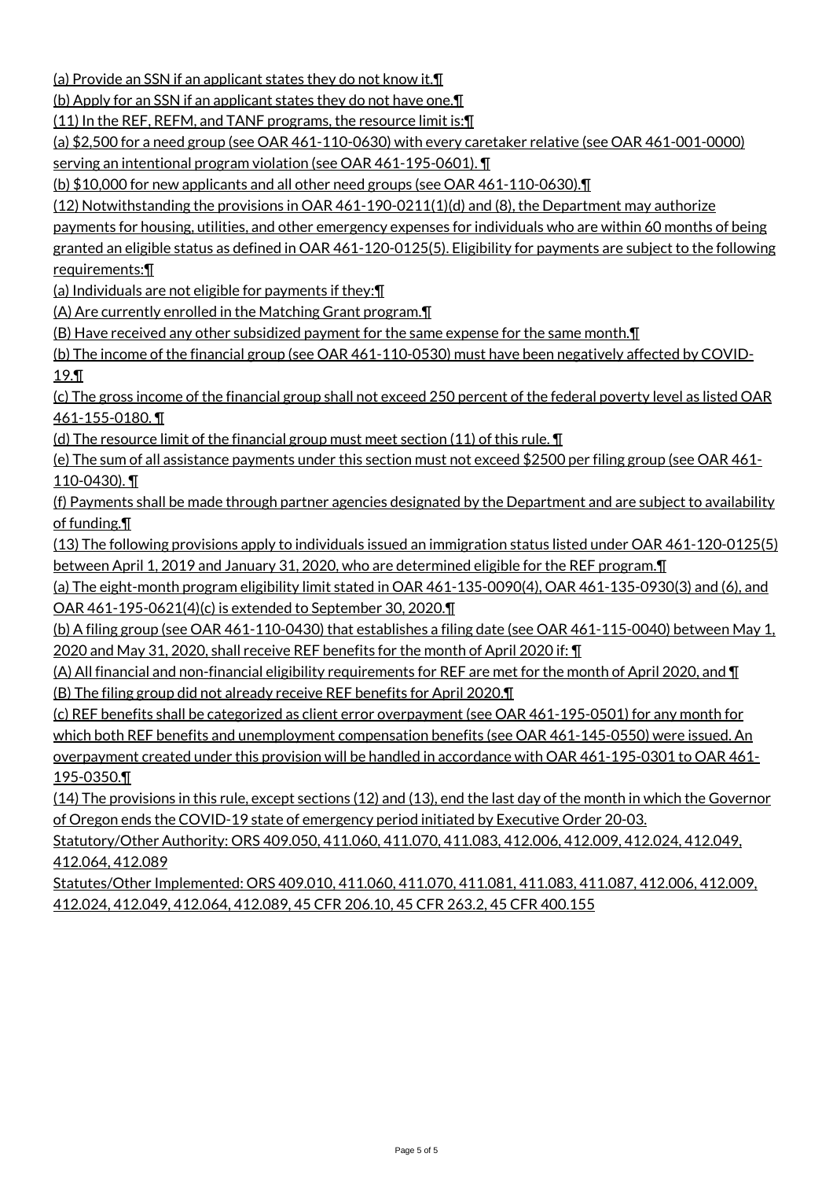(a) Provide an SSN if an applicant states they do not know it.¶

(b) Apply for an SSN if an applicant states they do not have one.¶

(11) In the REF, REFM, and TANF programs, the resource limit is:¶

(a) $2,500 for a need group (see OAR 461-110-0630) with every caretaker relative (see OAR 461-001-0000) serving an intentional program violation (see OAR 461-195-0601). ¶

(b) $10,000 for new applicants and all other need groups (see OAR 461-110-0630).¶

(12) Notwithstanding the provisions in OAR 461-190-0211(1)(d) and (8), the Department may authorize payments for housing, utilities, and other emergency expenses for individuals who are within 60 months of being granted an eligible status as defined in OAR 461-120-0125(5). Eligibility for payments are subject to the following requirements:¶

(a) Individuals are not eligible for payments if they:¶

(A) Are currently enrolled in the Matching Grant program.¶

(B) Have received any other subsidized payment for the same expense for the same month.¶

(b) The income of the financial group (see OAR 461-110-0530) must have been negatively affected by COVID-19.¶

(c) The gross income of the financial group shall not exceed 250 percent of the federal poverty level as listed OAR 461-155-0180. ¶

(d) The resource limit of the financial group must meet section (11) of this rule. ¶

(e) The sum of all assistance payments under this section must not exceed $2500 per filing group (see OAR 461-110-0430). ¶

(f) Payments shall be made through partner agencies designated by the Department and are subject to availability of funding.¶

(13) The following provisions apply to individuals issued an immigration status listed under OAR 461-120-0125(5) between April 1, 2019 and January 31, 2020, who are determined eligible for the REF program.¶

(a) The eight-month program eligibility limit stated in OAR 461-135-0090(4), OAR 461-135-0930(3) and (6), and OAR 461-195-0621(4)(c) is extended to September 30, 2020.¶

(b) A filing group (see OAR 461-110-0430) that establishes a filing date (see OAR 461-115-0040) between May 1, 2020 and May 31, 2020, shall receive REF benefits for the month of April 2020 if: ¶

(A) All financial and non-financial eligibility requirements for REF are met for the month of April 2020, and ¶

(B) The filing group did not already receive REF benefits for April 2020.¶

(c) REF benefits shall be categorized as client error overpayment (see OAR 461-195-0501) for any month for which both REF benefits and unemployment compensation benefits (see OAR 461-145-0550) were issued. An overpayment created under this provision will be handled in accordance with OAR 461-195-0301 to OAR 461-195-0350.¶

(14) The provisions in this rule, except sections (12) and (13), end the last day of the month in which the Governor of Oregon ends the COVID-19 state of emergency period initiated by Executive Order 20-03.

Statutory/Other Authority: ORS 409.050, 411.060, 411.070, 411.083, 412.006, 412.009, 412.024, 412.049, 412.064, 412.089

Statutes/Other Implemented: ORS 409.010, 411.060, 411.070, 411.081, 411.083, 411.087, 412.006, 412.009, 412.024, 412.049, 412.064, 412.089, 45 CFR 206.10, 45 CFR 263.2, 45 CFR 400.155